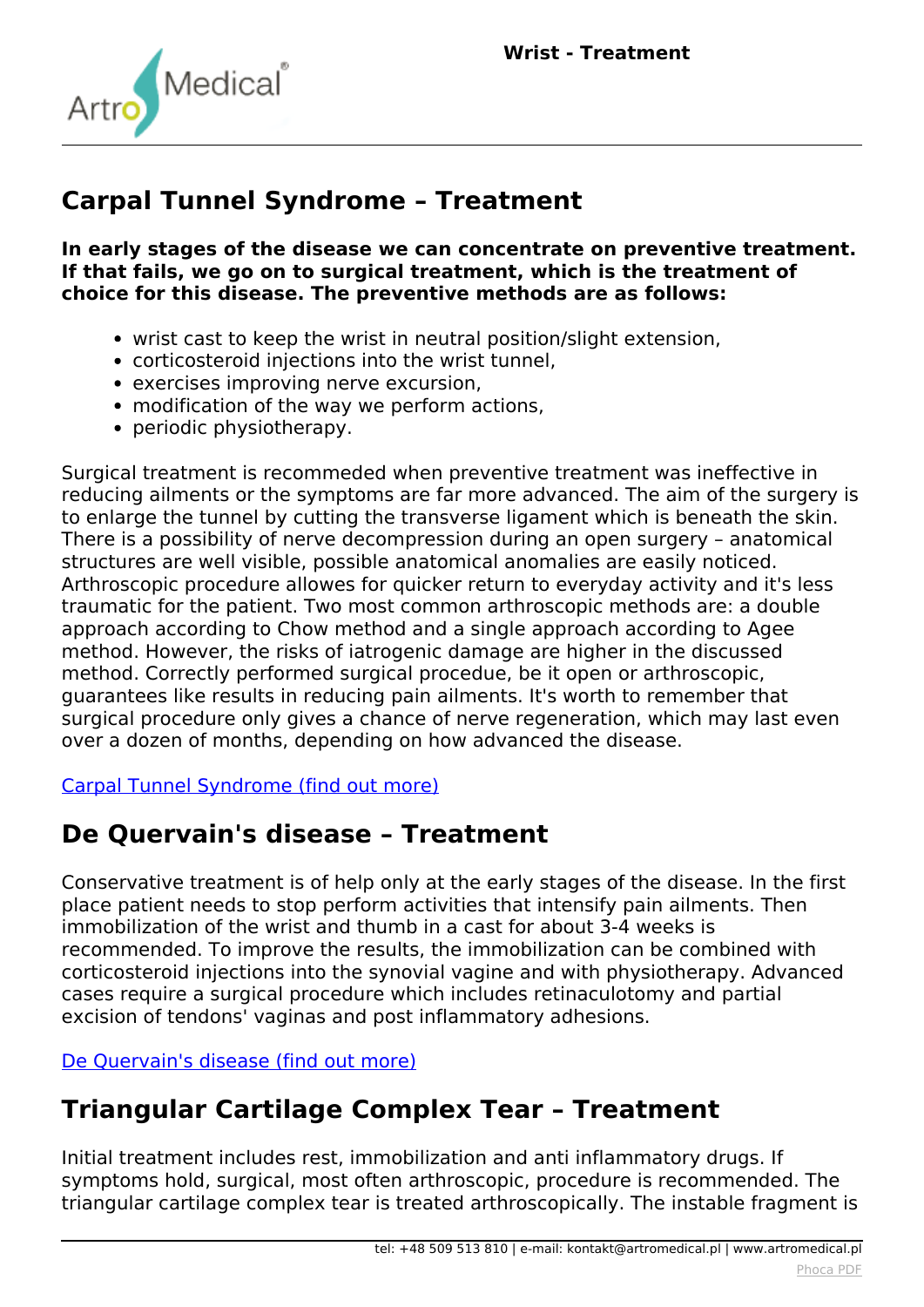## Carpal Tunnel Syndrome – Treatment

**In early stages of the disease we can concentrate on preventive treatment. If that fails, we go on to surgical treatment, which is the treatment of choice for this disease. The preventive methods are as follows:**

- wrist cast to keep the wrist in neutral position/slight extension,
- corticosteroid injections into the wrist tunnel,
- exercises improving nerve excursion,
- modification of the way we perform actions,
- periodic physiotherapy.

Surgical treatment is recommeded when preventive treatment was ineffective in reducing ailments or the symptoms are far more advanced. The aim of the surgery is to enlarge the tunnel by cutting the transverse ligament which is beneath the skin. There is a possibility of nerve decompression during an open surgery – anatomical structures are well visible, possible anatomical anomalies are easily noticed. Arthroscopic procedure allowes for quicker return to everyday activity and it's less traumatic for the patient. Two most common arthroscopic methods are: a double approach according to Chow method and a single approach according to Agee method. However, the risks of iatrogenic damage are higher in the discussed method. Correctly performed surgical procedue, be it open or arthroscopic, guarantees like results in reducing pain ailments. It's worth to remember that surgical procedure only gives a chance of nerve regeneration, which may last even over a dozen of months, depending on how advanced the disease.

[Carpal Tunnel Syndrome (find out more)]

## De Quervain's disease – Treatment

Conservative treatment is of help only at the early stages of the disease. In the first place patient needs to stop perform activities that intensify pain ailments. Then immobilization of the wrist and thumb in a cast for about 3-4 weeks is recommended. To improve the results, the immobilization can be combined with corticosteroid injections into the synovial vagine and with physiotherapy. Advanced cases require a surgical procedure which includes retinaculotomy and partial excision of tendons' vaginas and post inflammatory adhesions.

[De Quervain's disease (find out more)]

## Triangular Cartilage Complex Tear – Treatment

Initial treatment includes rest, immobilization and anti inflammatory drugs. If symptoms hold, surgical, most often arthroscopic, procedure is recommended. The triangular cartilage complex tear is treated arthroscopically. The instable fragment is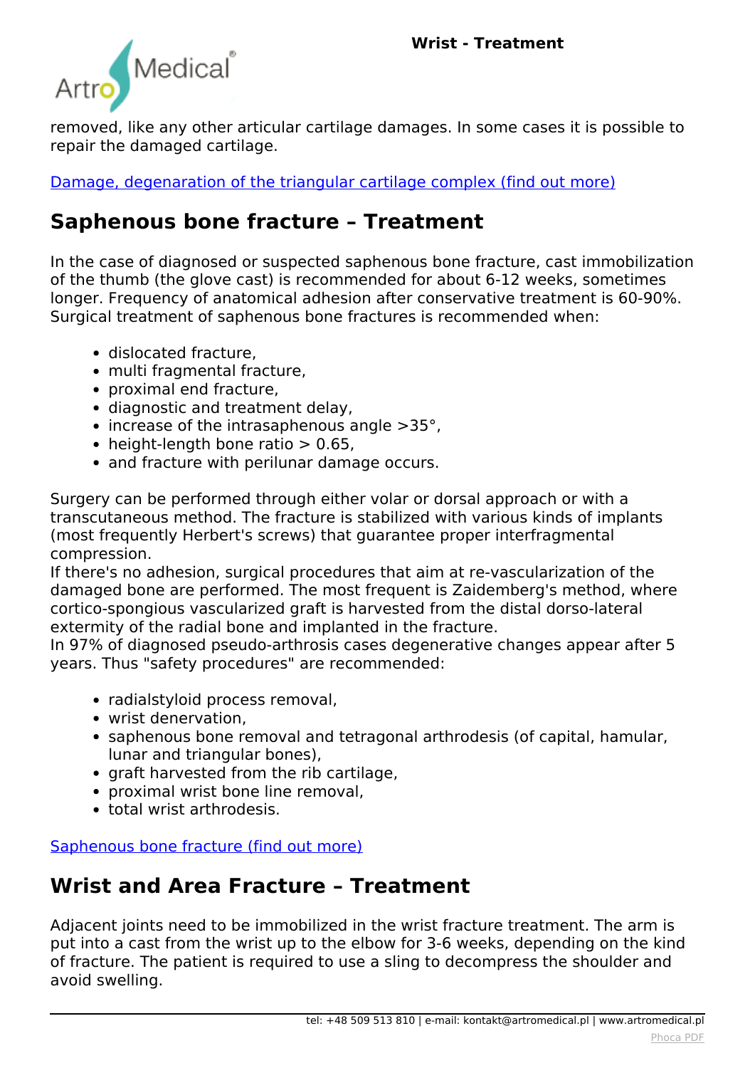removed, like any other articular cartilage damages. In some cases it is possible to repair the damaged cartilage.

[Damage, degenaration of the triangular cartilage complex (find out more)]

## Saphenous bone fracture – Treatment

In the case of diagnosed or suspected saphenous bone fracture, cast immobilization of the thumb (the glove cast) is recommended for about 6-12 weeks, sometimes longer. Frequency of anatomical adhesion after conservative treatment is 60-90%. Surgical treatment of saphenous bone fractures is recommended when:

- dislocated fracture,
- multi fragmental fracture,
- proximal end fracture,
- diagnostic and treatment delay,
- increase of the intrasaphenous angle >35°,
- height-length bone ratio > 0.65,
- and fracture with perilunar damage occurs.

Surgery can be performed through either volar or dorsal approach or with a transcutaneous method. The fracture is stabilized with various kinds of implants (most frequently Herbert's screws) that guarantee proper interfragmental compression.
If there's no adhesion, surgical procedures that aim at re-vascularization of the damaged bone are performed. The most frequent is Zaidemberg's method, where cortico-spongious vascularized graft is harvested from the distal dorso-lateral extermity of the radial bone and implanted in the fracture.
In 97% of diagnosed pseudo-arthrosis cases degenerative changes appear after 5 years. Thus "safety procedures" are recommended:

- radialstyloid process removal,
- wrist denervation,
- saphenous bone removal and tetragonal arthrodesis (of capital, hamular, lunar and triangular bones),
- graft harvested from the rib cartilage,
- proximal wrist bone line removal,
- total wrist arthrodesis.

[Saphenous bone fracture (find out more)]

## Wrist and Area Fracture – Treatment

Adjacent joints need to be immobilized in the wrist fracture treatment. The arm is put into a cast from the wrist up to the elbow for 3-6 weeks, depending on the kind of fracture. The patient is required to use a sling to decompress the shoulder and avoid swelling.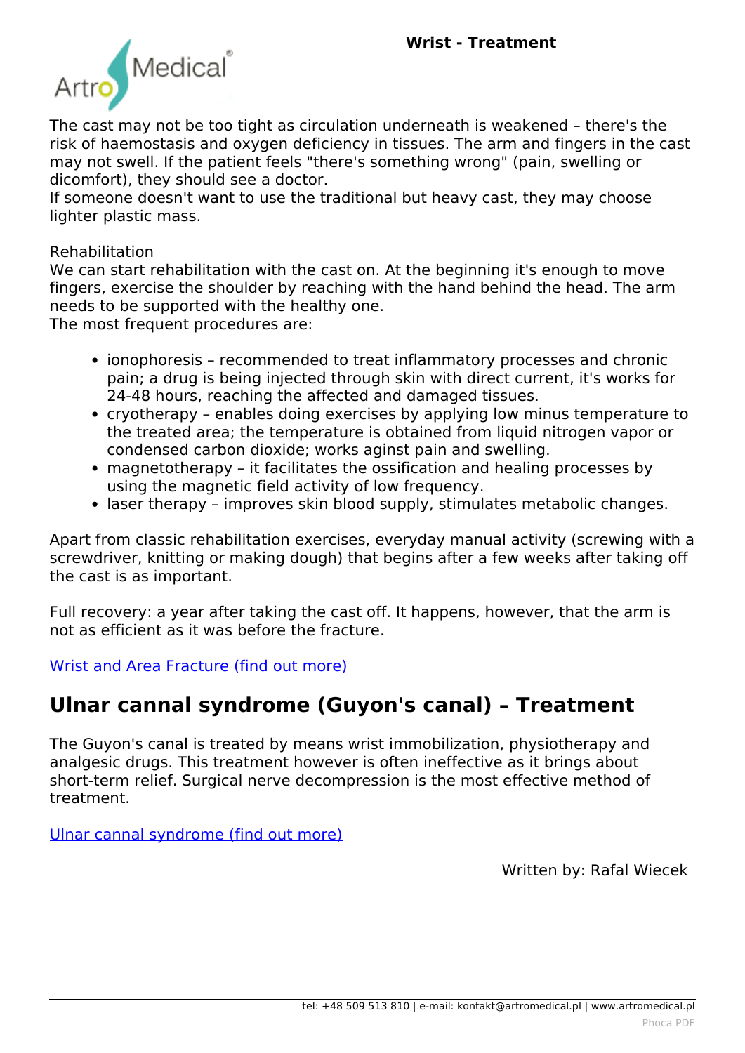The cast may not be too tight as circulation underneath is weakened – there's the risk of haemostasis and oxygen deficiency in tissues. The arm and fingers in the cast may not swell. If the patient feels "there's something wrong" (pain, swelling or dicomfort), they should see a doctor.
If someone doesn't want to use the traditional but heavy cast, they may choose lighter plastic mass.

Rehabilitation
We can start rehabilitation with the cast on. At the beginning it's enough to move fingers, exercise the shoulder by reaching with the hand behind the head. The arm needs to be supported with the healthy one.
The most frequent procedures are:

- ionophoresis – recommended to treat inflammatory processes and chronic pain; a drug is being injected through skin with direct current, it's works for 24-48 hours, reaching the affected and damaged tissues.
- cryotherapy – enables doing exercises by applying low minus temperature to the treated area; the temperature is obtained from liquid nitrogen vapor or condensed carbon dioxide; works aginst pain and swelling.
- magnetotherapy – it facilitates the ossification and healing processes by using the magnetic field activity of low frequency.
- laser therapy – improves skin blood supply, stimulates metabolic changes.

Apart from classic rehabilitation exercises, everyday manual activity (screwing with a screwdriver, knitting or making dough) that begins after a few weeks after taking off the cast is as important.

Full recovery: a year after taking the cast off. It happens, however, that the arm is not as efficient as it was before the fracture.

Wrist and Area Fracture (find out more)

## Ulnar cannal syndrome (Guyon's canal) – Treatment

The Guyon's canal is treated by means wrist immobilization, physiotherapy and analgesic drugs. This treatment however is often ineffective as it brings about short-term relief. Surgical nerve decompression is the most effective method of treatment.

Ulnar cannal syndrome (find out more)

Written by: Rafal Wiecek